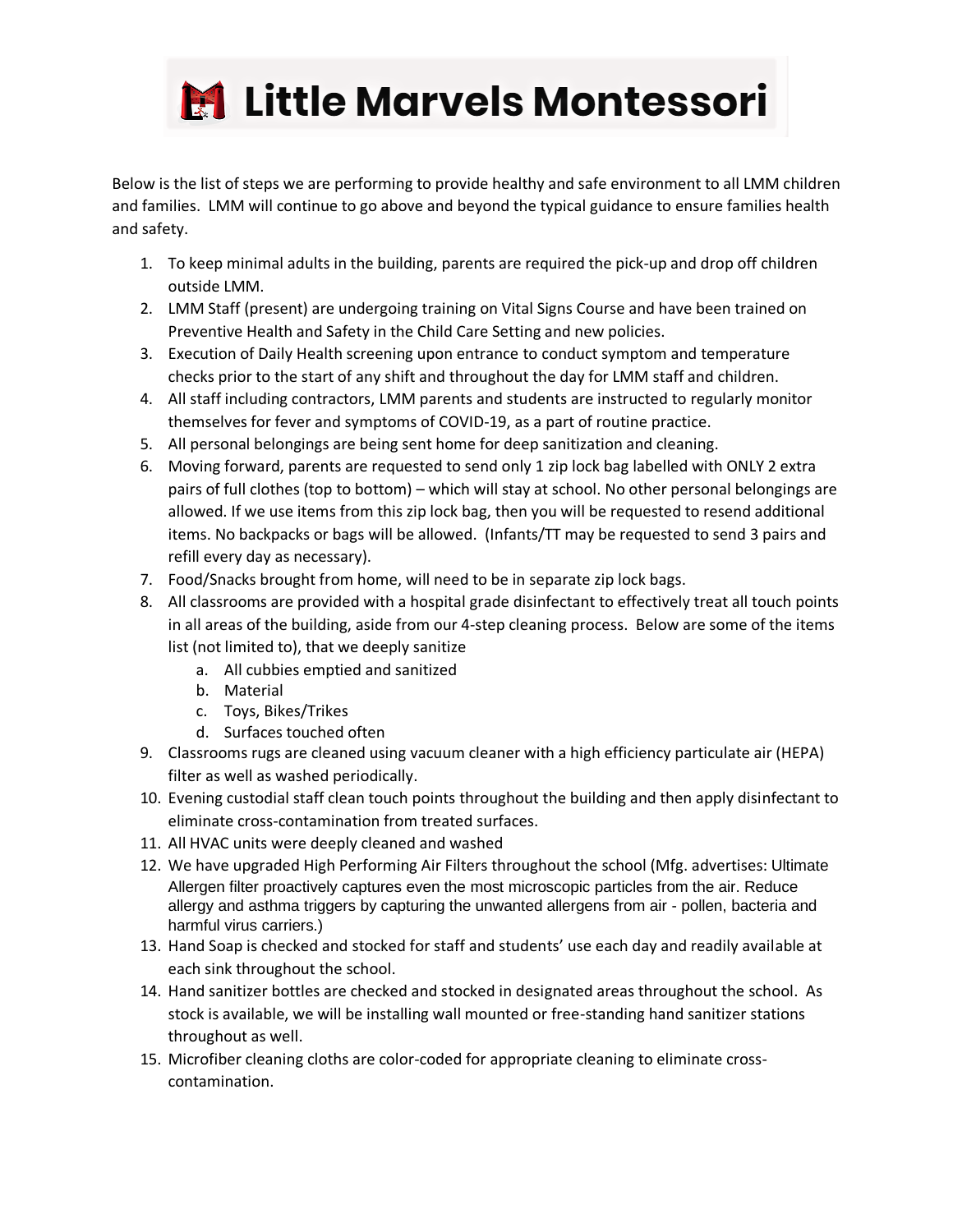# Little Marvels Montessori

Below is the list of steps we are performing to provide healthy and safe environment to all LMM children and families. LMM will continue to go above and beyond the typical guidance to ensure families health and safety.

1. To keep minimal adults in the building, parents are required the pick-up and drop off children outside LMM.
2. LMM Staff (present) are undergoing training on Vital Signs Course and have been trained on Preventive Health and Safety in the Child Care Setting and new policies.
3. Execution of Daily Health screening upon entrance to conduct symptom and temperature checks prior to the start of any shift and throughout the day for LMM staff and children.
4. All staff including contractors, LMM parents and students are instructed to regularly monitor themselves for fever and symptoms of COVID-19, as a part of routine practice.
5. All personal belongings are being sent home for deep sanitization and cleaning.
6. Moving forward, parents are requested to send only 1 zip lock bag labelled with ONLY 2 extra pairs of full clothes (top to bottom) – which will stay at school. No other personal belongings are allowed. If we use items from this zip lock bag, then you will be requested to resend additional items. No backpacks or bags will be allowed. (Infants/TT may be requested to send 3 pairs and refill every day as necessary).
7. Food/Snacks brought from home, will need to be in separate zip lock bags.
8. All classrooms are provided with a hospital grade disinfectant to effectively treat all touch points in all areas of the building, aside from our 4-step cleaning process. Below are some of the items list (not limited to), that we deeply sanitize
   a. All cubbies emptied and sanitized
   b. Material
   c. Toys, Bikes/Trikes
   d. Surfaces touched often
9. Classrooms rugs are cleaned using vacuum cleaner with a high efficiency particulate air (HEPA) filter as well as washed periodically.
10. Evening custodial staff clean touch points throughout the building and then apply disinfectant to eliminate cross-contamination from treated surfaces.
11. All HVAC units were deeply cleaned and washed
12. We have upgraded High Performing Air Filters throughout the school (Mfg. advertises: Ultimate Allergen filter proactively captures even the most microscopic particles from the air. Reduce allergy and asthma triggers by capturing the unwanted allergens from air - pollen, bacteria and harmful virus carriers.)
13. Hand Soap is checked and stocked for staff and students' use each day and readily available at each sink throughout the school.
14. Hand sanitizer bottles are checked and stocked in designated areas throughout the school. As stock is available, we will be installing wall mounted or free-standing hand sanitizer stations throughout as well.
15. Microfiber cleaning cloths are color-coded for appropriate cleaning to eliminate cross-contamination.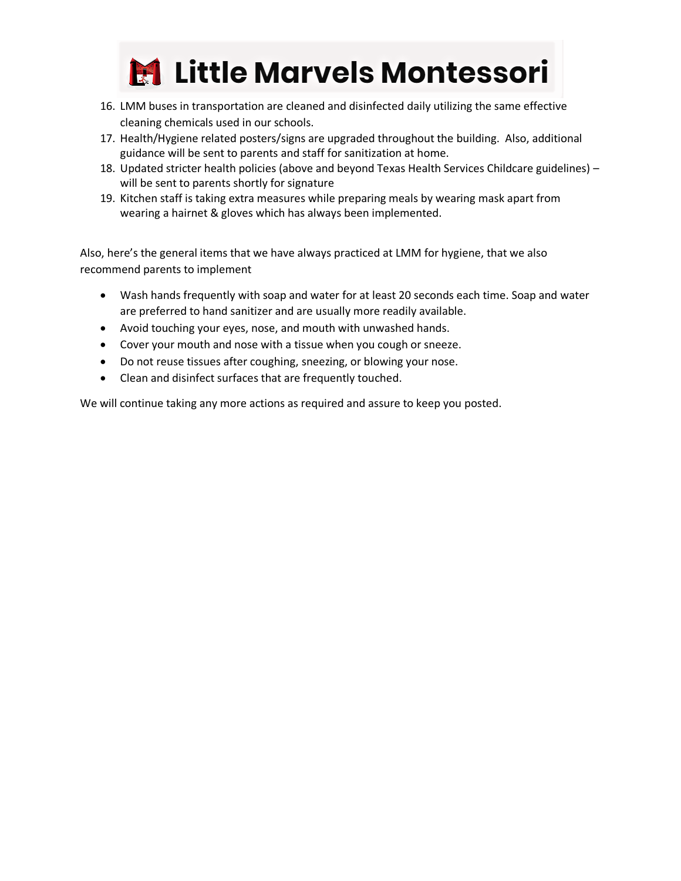16. LMM buses in transportation are cleaned and disinfected daily utilizing the same effective cleaning chemicals used in our schools.
17. Health/Hygiene related posters/signs are upgraded throughout the building. Also, additional guidance will be sent to parents and staff for sanitization at home.
18. Updated stricter health policies (above and beyond Texas Health Services Childcare guidelines) – will be sent to parents shortly for signature
19. Kitchen staff is taking extra measures while preparing meals by wearing mask apart from wearing a hairnet & gloves which has always been implemented.

Also, here's the general items that we have always practiced at LMM for hygiene, that we also recommend parents to implement

- Wash hands frequently with soap and water for at least 20 seconds each time. Soap and water are preferred to hand sanitizer and are usually more readily available.
- Avoid touching your eyes, nose, and mouth with unwashed hands.
- Cover your mouth and nose with a tissue when you cough or sneeze.
- Do not reuse tissues after coughing, sneezing, or blowing your nose.
- Clean and disinfect surfaces that are frequently touched.

We will continue taking any more actions as required and assure to keep you posted.